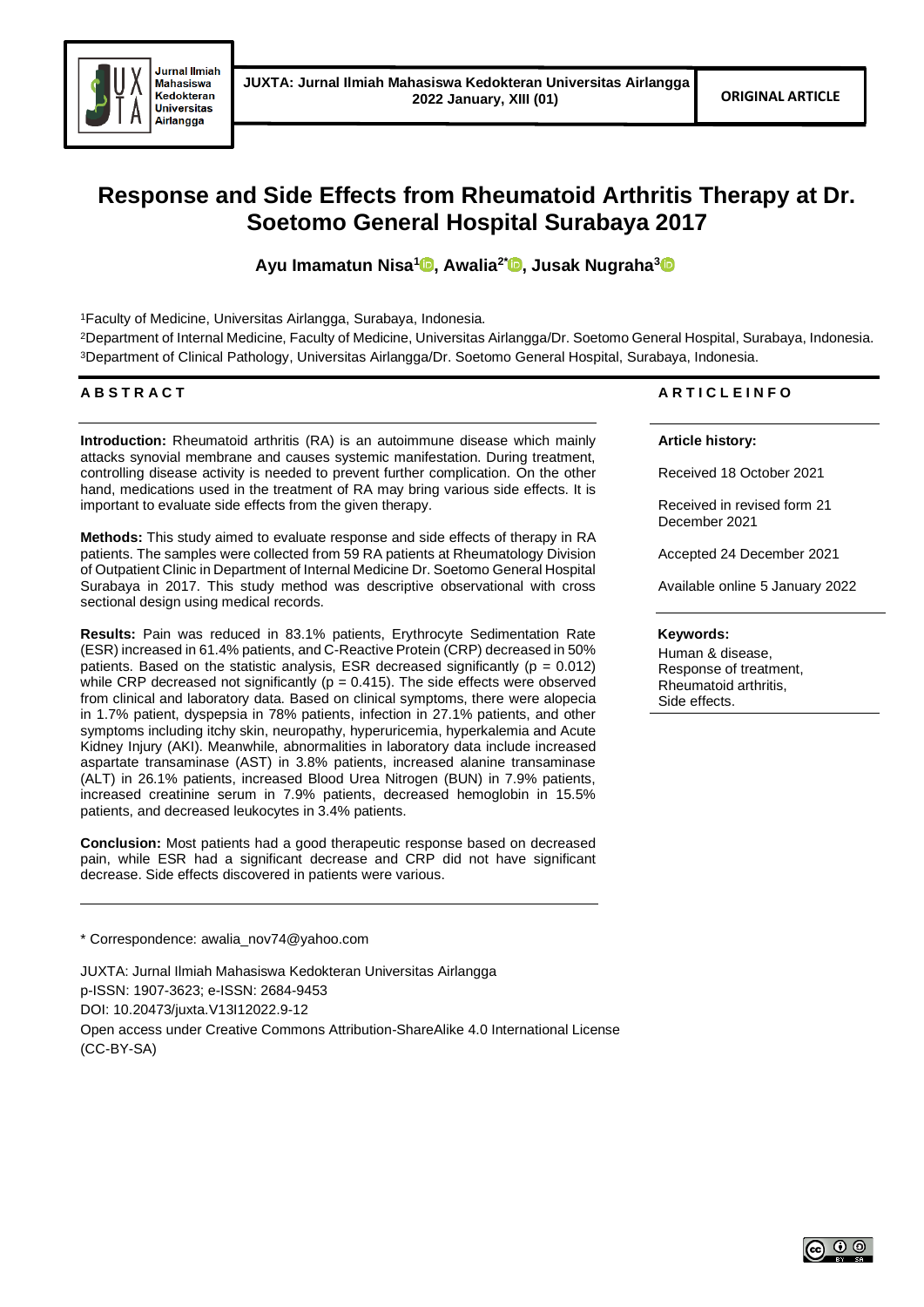**ORIGINAL ARTICLE**

# Response and Side Effects from Rheumatoid Arthritis Therapy at Dr. Soetomo General Hospital Surabaya 2017

**Ayu Imamatun Nisa[1], Awalia[2*], Jusak Nugraha[3]**

[1]Faculty of Medicine, Universitas Airlangga, Surabaya, Indonesia.
[2]Department of Internal Medicine, Faculty of Medicine, Universitas Airlangga/Dr. Soetomo General Hospital, Surabaya, Indonesia.
[3]Department of Clinical Pathology, Universitas Airlangga/Dr. Soetomo General Hospital, Surabaya, Indonesia.

## ABSTRACT

**Introduction:** Rheumatoid arthritis (RA) is an autoimmune disease which mainly attacks synovial membrane and causes systemic manifestation. During treatment, controlling disease activity is needed to prevent further complication. On the other hand, medications used in the treatment of RA may bring various side effects. It is important to evaluate side effects from the given therapy.

**Methods:** This study aimed to evaluate response and side effects of therapy in RA patients. The samples were collected from 59 RA patients at Rheumatology Division of Outpatient Clinic in Department of Internal Medicine Dr. Soetomo General Hospital Surabaya in 2017. This study method was descriptive observational with cross sectional design using medical records.

**Results:** Pain was reduced in 83.1% patients, Erythrocyte Sedimentation Rate (ESR) increased in 61.4% patients, and C-Reactive Protein (CRP) decreased in 50% patients. Based on the statistic analysis, ESR decreased significantly ($p = 0.012$) while CRP decreased not significantly ($p = 0.415$). The side effects were observed from clinical and laboratory data. Based on clinical symptoms, there were alopecia in 1.7% patient, dyspepsia in 78% patients, infection in 27.1% patients, and other symptoms including itchy skin, neuropathy, hyperuricemia, hyperkalemia and Acute Kidney Injury (AKI). Meanwhile, abnormalities in laboratory data include increased aspartate transaminase (AST) in 3.8% patients, increased alanine transaminase (ALT) in 26.1% patients, increased Blood Urea Nitrogen (BUN) in 7.9% patients, increased creatinine serum in 7.9% patients, decreased hemoglobin in 15.5% patients, and decreased leukocytes in 3.4% patients.

**Conclusion:** Most patients had a good therapeutic response based on decreased pain, while ESR had a significant decrease and CRP did not have significant decrease. Side effects discovered in patients were various.

## ARTICLE INFO

**Article history:**

Received 18 October 2021

Received in revised form 21 December 2021

Accepted 24 December 2021

Available online 5 January 2022

**Keywords:**

Human & disease,
Response of treatment,
Rheumatoid arthritis,
Side effects.

\* Correspondence: awalia_nov74@yahoo.com

JUXTA: Jurnal Ilmiah Mahasiswa Kedokteran Universitas Airlangga
p-ISSN: 1907-3623; e-ISSN: 2684-9453
DOI: 10.20473/juxta.V13I12022.9-12
Open access under Creative Commons Attribution-ShareAlike 4.0 International License (CC-BY-SA)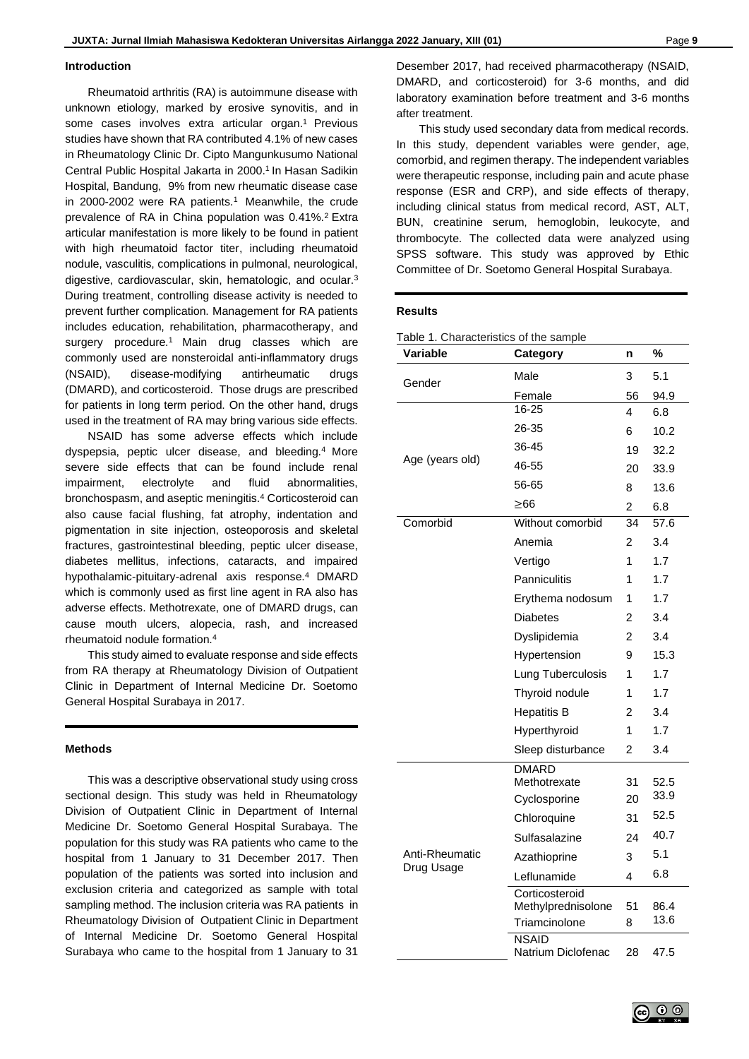## Introduction

Rheumatoid arthritis (RA) is autoimmune disease with unknown etiology, marked by erosive synovitis, and in some cases involves extra articular organ.[1] Previous studies have shown that RA contributed 4.1% of new cases in Rheumatology Clinic Dr. Cipto Mangunkusumo National Central Public Hospital Jakarta in 2000.[1] In Hasan Sadikin Hospital, Bandung, 9% from new rheumatic disease case in 2000-2002 were RA patients.[1] Meanwhile, the crude prevalence of RA in China population was 0.41%.[2] Extra articular manifestation is more likely to be found in patient with high rheumatoid factor titer, including rheumatoid nodule, vasculitis, complications in pulmonal, neurological, digestive, cardiovascular, skin, hematologic, and ocular.[3] During treatment, controlling disease activity is needed to prevent further complication. Management for RA patients includes education, rehabilitation, pharmacotherapy, and surgery procedure.[1] Main drug classes which are commonly used are nonsteroidal anti-inflammatory drugs (NSAID), disease-modifying antirheumatic drugs (DMARD), and corticosteroid. Those drugs are prescribed for patients in long term period. On the other hand, drugs used in the treatment of RA may bring various side effects.

NSAID has some adverse effects which include dyspepsia, peptic ulcer disease, and bleeding.[4] More severe side effects that can be found include renal impairment, electrolyte and fluid abnormalities, bronchospasm, and aseptic meningitis.[4] Corticosteroid can also cause facial flushing, fat atrophy, indentation and pigmentation in site injection, osteoporosis and skeletal fractures, gastrointestinal bleeding, peptic ulcer disease, diabetes mellitus, infections, cataracts, and impaired hypothalamic-pituitary-adrenal axis response.[4] DMARD which is commonly used as first line agent in RA also has adverse effects. Methotrexate, one of DMARD drugs, can cause mouth ulcers, alopecia, rash, and increased rheumatoid nodule formation.[4]

This study aimed to evaluate response and side effects from RA therapy at Rheumatology Division of Outpatient Clinic in Department of Internal Medicine Dr. Soetomo General Hospital Surabaya in 2017.

## Methods

This was a descriptive observational study using cross sectional design. This study was held in Rheumatology Division of Outpatient Clinic in Department of Internal Medicine Dr. Soetomo General Hospital Surabaya. The population for this study was RA patients who came to the hospital from 1 January to 31 December 2017. Then population of the patients was sorted into inclusion and exclusion criteria and categorized as sample with total sampling method. The inclusion criteria was RA patients in Rheumatology Division of Outpatient Clinic in Department of Internal Medicine Dr. Soetomo General Hospital Surabaya who came to the hospital from 1 January to 31 Desember 2017, had received pharmacotherapy (NSAID, DMARD, and corticosteroid) for 3-6 months, and did laboratory examination before treatment and 3-6 months after treatment.

This study used secondary data from medical records. In this study, dependent variables were gender, age, comorbid, and regimen therapy. The independent variables were therapeutic response, including pain and acute phase response (ESR and CRP), and side effects of therapy, including clinical status from medical record, AST, ALT, BUN, creatinine serum, hemoglobin, leukocyte, and thrombocyte. The collected data were analyzed using SPSS software. This study was approved by Ethic Committee of Dr. Soetomo General Hospital Surabaya.

## Results

Table 1. Characteristics of the sample

| Variable | Category | n | % |
|---|---|---|---|
| Gender | Male | 3 | 5.1 |
| | Female | 56 | 94.9 |
| Age (years old) | 16-25 | 4 | 6.8 |
| | 26-35 | 6 | 10.2 |
| | 36-45 | 19 | 32.2 |
| | 46-55 | 20 | 33.9 |
| | 56-65 | 8 | 13.6 |
| | ≥66 | 2 | 6.8 |
| Comorbid | Without comorbid | 34 | 57.6 |
| | Anemia | 2 | 3.4 |
| | Vertigo | 1 | 1.7 |
| | Panniculitis | 1 | 1.7 |
| | Erythema nodosum | 1 | 1.7 |
| | Diabetes | 2 | 3.4 |
| | Dyslipidemia | 2 | 3.4 |
| | Hypertension | 9 | 15.3 |
| | Lung Tuberculosis | 1 | 1.7 |
| | Thyroid nodule | 1 | 1.7 |
| | Hepatitis B | 2 | 3.4 |
| | Hyperthyroid | 1 | 1.7 |
| | Sleep disturbance | 2 | 3.4 |
| Anti-Rheumatic Drug Usage | DMARD | | |
| | Methotrexate | 31 | 52.5 |
| | Cyclosporine | 20 | 33.9 |
| | Chloroquine | 31 | 52.5 |
| | Sulfasalazine | 24 | 40.7 |
| | Azathioprine | 3 | 5.1 |
| | Leflunamide | 4 | 6.8 |
| | Corticosteroid | | |
| | Methylprednisolone | 51 | 86.4 |
| | Triamcinolone | 8 | 13.6 |
| | NSAID | | |
| | Natrium Diclofenac | 28 | 47.5 |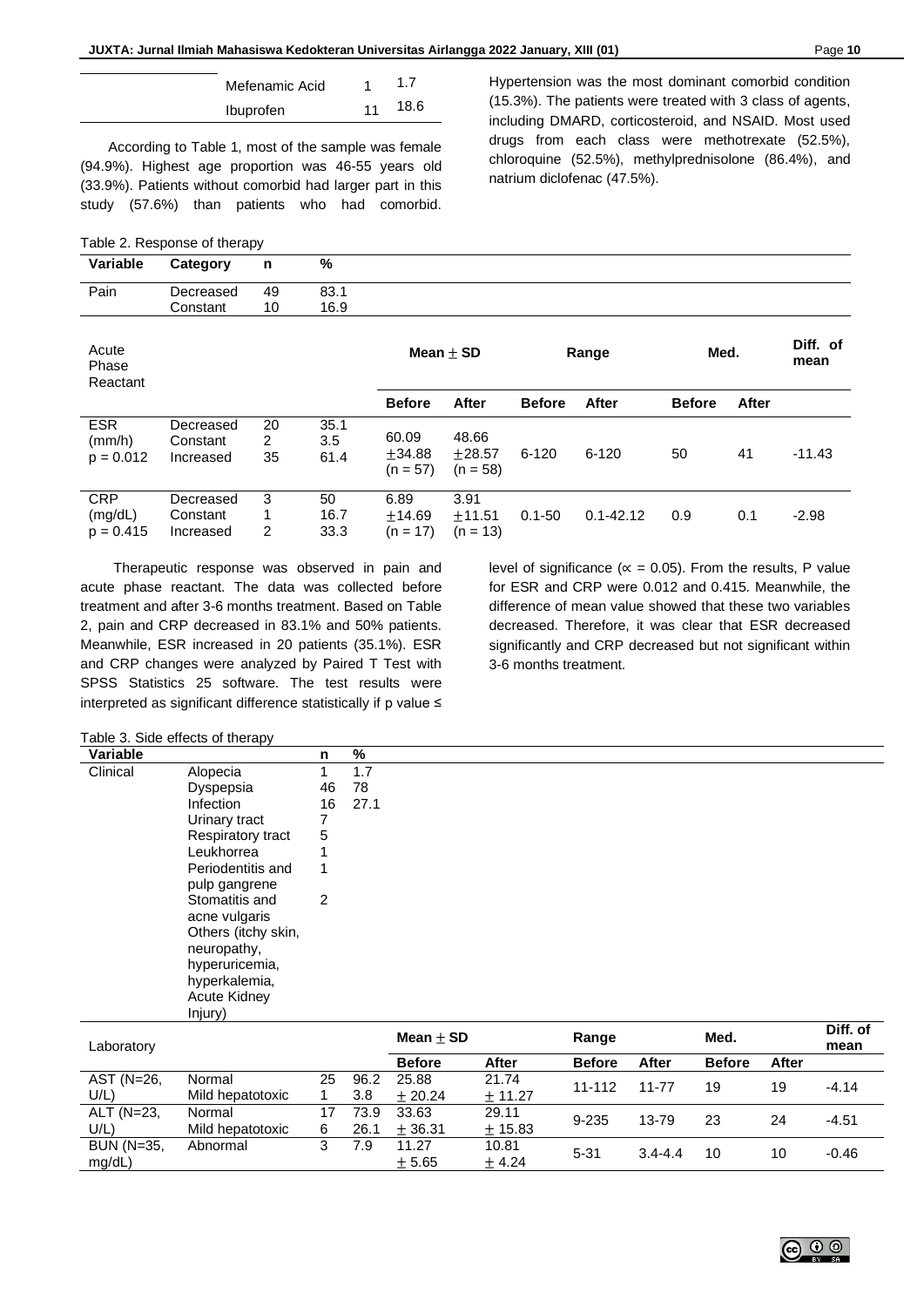| | | | |
|---|---|---|---|
| | Mefenamic Acid | 1 | 1.7 |
| | Ibuprofen | 11 | 18.6 |

According to Table 1, most of the sample was female (94.9%). Highest age proportion was 46-55 years old (33.9%). Patients without comorbid had larger part in this study (57.6%) than patients who had comorbid. Hypertension was the most dominant comorbid condition (15.3%). The patients were treated with 3 class of agents, including DMARD, corticosteroid, and NSAID. Most used drugs from each class were methotrexate (52.5%), chloroquine (52.5%), methylprednisolone (86.4%), and natrium diclofenac (47.5%).

Table 2. Response of therapy

| Variable | Category | n | % | Mean ± SD | | Range | | Med. | | Diff. of mean |
|---|---|---|---|---|---|---|---|---|---|---|
| Pain | Decreased<br>Constant | 49<br>10 | 83.1<br>16.9 | | | | | | | |
| Acute Phase Reactant | | | | **Before** | **After** | **Before** | **After** | **Before** | **After** | |
| ESR (mm/h) $p = 0.012$ | Decreased<br>Constant<br>Increased | 20<br>2<br>35 | 35.1<br>3.5<br>61.4 | 60.09 ±34.88 (n = 57) | 48.66 ±28.57 (n = 58) | 6-120 | 6-120 | 50 | 41 | -11.43 |
| CRP (mg/dL) $p = 0.415$ | Decreased<br>Constant<br>Increased | 3<br>1<br>2 | 50<br>16.7<br>33.3 | 6.89 ±14.69 (n = 17) | 3.91 ±11.51 (n = 13) | 0.1-50 | 0.1-42.12 | 0.9 | 0.1 | -2.98 |

Therapeutic response was observed in pain and acute phase reactant. The data was collected before treatment and after 3-6 months treatment. Based on Table 2, pain and CRP decreased in 83.1% and 50% patients. Meanwhile, ESR increased in 20 patients (35.1%). ESR and CRP changes were analyzed by Paired T Test with SPSS Statistics 25 software. The test results were interpreted as significant difference statistically if p value ≤ level of significance ($\alpha = 0.05$). From the results, P value for ESR and CRP were 0.012 and 0.415. Meanwhile, the difference of mean value showed that these two variables decreased. Therefore, it was clear that ESR decreased significantly and CRP decreased but not significant within 3-6 months treatment.

Table 3. Side effects of therapy

| Variable | | n | % | Mean ± SD | | Range | | Med. | | Diff. of mean |
|---|---|---|---|---|---|---|---|---|---|---|
| Clinical | Alopecia | 1 | 1.7 | | | | | | | |
| | Dyspepsia | 46 | 78 | | | | | | | |
| | Infection | 16 | 27.1 | | | | | | | |
| | Urinary tract | 7 | | | | | | | | |
| | Respiratory tract | 5 | | | | | | | | |
| | Leukhorrea | 1 | | | | | | | | |
| | Periodentitis and pulp gangrene | 1 | | | | | | | | |
| | Stomatitis and acne vulgaris | 2 | | | | | | | | |
| | Others (itchy skin, neuropathy, hyperuricemia, hyperkalemia, Acute Kidney Injury) | | | | | | | | | |
| Laboratory | | | | **Before** | **After** | **Before** | **After** | **Before** | **After** | |
| AST (N=26, U/L) | Normal<br>Mild hepatotoxic | 25<br>1 | 96.2<br>3.8 | 25.88 ± 20.24 | 21.74 ± 11.27 | 11-112 | 11-77 | 19 | 19 | -4.14 |
| ALT (N=23, U/L) | Normal<br>Mild hepatotoxic | 17<br>6 | 73.9<br>26.1 | 33.63 ± 36.31 | 29.11 ± 15.83 | 9-235 | 13-79 | 23 | 24 | -4.51 |
| BUN (N=35, mg/dL) | Abnormal | 3 | 7.9 | 11.27 ± 5.65 | 10.81 ± 4.24 | 5-31 | 3.4-4.4 | 10 | 10 | -0.46 |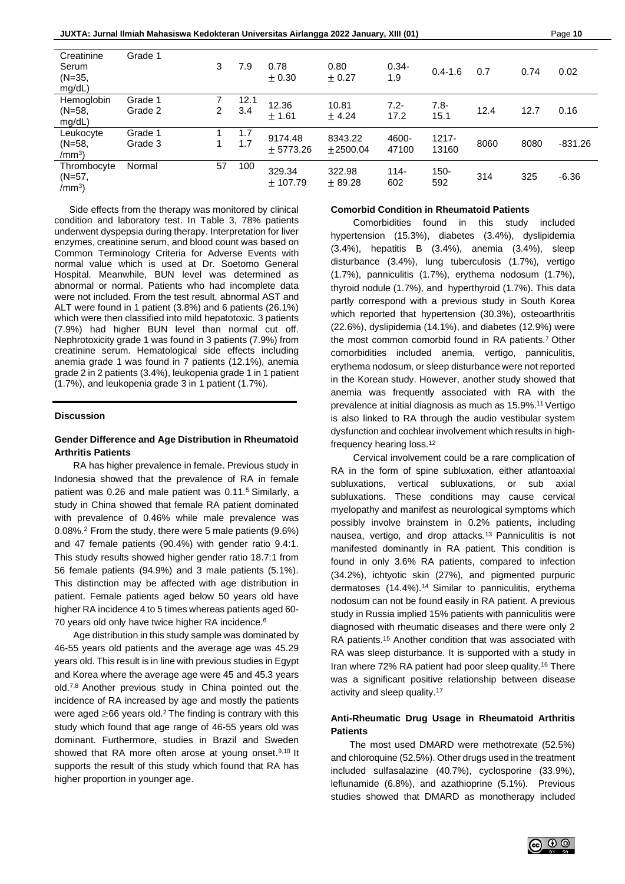| Creatinine Serum (N=35, mg/dL) | Grade 1 | 3 | 7.9 | 0.78 ± 0.30 | 0.80 ± 0.27 | 0.34-1.9 | 0.4-1.6 | 0.7 | 0.74 | 0.02 |
|---|---|---|---|---|---|---|---|---|---|---|
| Hemoglobin (N=58, mg/dL) | Grade 1<br>Grade 2 | 7<br>2 | 12.1<br>3.4 | 12.36 ± 1.61 | 10.81 ± 4.24 | 7.2-17.2 | 7.8-15.1 | 12.4 | 12.7 | 0.16 |
| Leukocyte (N=58, /mm$^3$) | Grade 1<br>Grade 3 | 1<br>1 | 1.7<br>1.7 | 9174.48 ± 5773.26 | 8343.22 ±2500.04 | 4600-47100 | 1217-13160 | 8060 | 8080 | -831.26 |
| Thrombocyte (N=57, /mm$^3$) | Normal | 57 | 100 | 329.34 ± 107.79 | 322.98 ± 89.28 | 114-602 | 150-592 | 314 | 325 | -6.36 |

Side effects from the therapy was monitored by clinical condition and laboratory test. In Table 3, 78% patients underwent dyspepsia during therapy. Interpretation for liver enzymes, creatinine serum, and blood count was based on Common Terminology Criteria for Adverse Events with normal value which is used at Dr. Soetomo General Hospital. Meanwhile, BUN level was determined as abnormal or normal. Patients who had incomplete data were not included. From the test result, abnormal AST and ALT were found in 1 patient (3.8%) and 6 patients (26.1%) which were then classified into mild hepatotoxic. 3 patients (7.9%) had higher BUN level than normal cut off. Nephrotoxicity grade 1 was found in 3 patients (7.9%) from creatinine serum. Hematological side effects including anemia grade 1 was found in 7 patients (12.1%), anemia grade 2 in 2 patients (3.4%), leukopenia grade 1 in 1 patient (1.7%), and leukopenia grade 3 in 1 patient (1.7%).

## Discussion

### Gender Difference and Age Distribution in Rheumatoid Arthritis Patients

RA has higher prevalence in female. Previous study in Indonesia showed that the prevalence of RA in female patient was 0.26 and male patient was 0.11.[5] Similarly, a study in China showed that female RA patient dominated with prevalence of 0.46% while male prevalence was 0.08%.[2] From the study, there were 5 male patients (9.6%) and 47 female patients (90.4%) with gender ratio 9.4:1. This study results showed higher gender ratio 18.7:1 from 56 female patients (94.9%) and 3 male patients (5.1%). This distinction may be affected with age distribution in patient. Female patients aged below 50 years old have higher RA incidence 4 to 5 times whereas patients aged 60-70 years old only have twice higher RA incidence.[6]

Age distribution in this study sample was dominated by 46-55 years old patients and the average age was 45.29 years old. This result is in line with previous studies in Egypt and Korea where the average age were 45 and 45.3 years old.[7,8] Another previous study in China pointed out the incidence of RA increased by age and mostly the patients were aged ≥66 years old.[2] The finding is contrary with this study which found that age range of 46-55 years old was dominant. Furthermore, studies in Brazil and Sweden showed that RA more often arose at young onset.[9,10] It supports the result of this study which found that RA has higher proportion in younger age.

### Comorbid Condition in Rheumatoid Patients

Comorbidities found in this study included hypertension (15.3%), diabetes (3.4%), dyslipidemia (3.4%), hepatitis B (3.4%), anemia (3.4%), sleep disturbance (3.4%), lung tuberculosis (1.7%), vertigo (1.7%), panniculitis (1.7%), erythema nodosum (1.7%), thyroid nodule (1.7%), and hyperthyroid (1.7%). This data partly correspond with a previous study in South Korea which reported that hypertension (30.3%), osteoarthritis (22.6%), dyslipidemia (14.1%), and diabetes (12.9%) were the most common comorbid found in RA patients.[7] Other comorbidities included anemia, vertigo, panniculitis, erythema nodosum, or sleep disturbance were not reported in the Korean study. However, another study showed that anemia was frequently associated with RA with the prevalence at initial diagnosis as much as 15.9%.[11] Vertigo is also linked to RA through the audio vestibular system dysfunction and cochlear involvement which results in high-frequency hearing loss.[12]

Cervical involvement could be a rare complication of RA in the form of spine subluxation, either atlantoaxial subluxations, vertical subluxations, or sub axial subluxations. These conditions may cause cervical myelopathy and manifest as neurological symptoms which possibly involve brainstem in 0.2% patients, including nausea, vertigo, and drop attacks.[13] Panniculitis is not manifested dominantly in RA patient. This condition is found in only 3.6% RA patients, compared to infection (34.2%), ichtyotic skin (27%), and pigmented purpuric dermatoses (14.4%).[14] Similar to panniculitis, erythema nodosum can not be found easily in RA patient. A previous study in Russia implied 15% patients with panniculitis were diagnosed with rheumatic diseases and there were only 2 RA patients.[15] Another condition that was associated with RA was sleep disturbance. It is supported with a study in Iran where 72% RA patient had poor sleep quality.[16] There was a significant positive relationship between disease activity and sleep quality.[17]

### Anti-Rheumatic Drug Usage in Rheumatoid Arthritis Patients

The most used DMARD were methotrexate (52.5%) and chloroquine (52.5%). Other drugs used in the treatment included sulfasalazine (40.7%), cyclosporine (33.9%), leflunamide (6.8%), and azathioprine (5.1%). Previous studies showed that DMARD as monotherapy included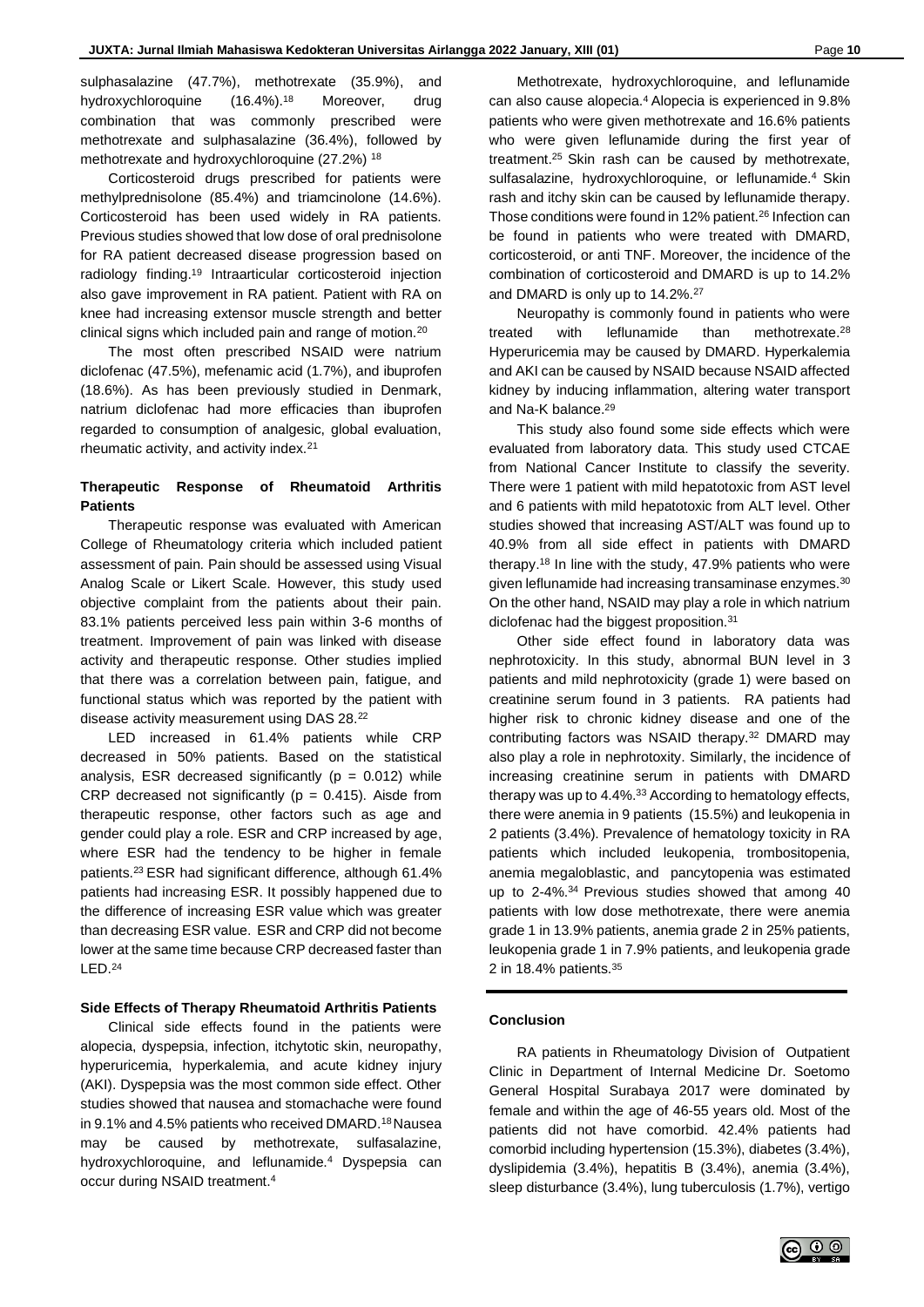sulphasalazine (47.7%), methotrexate (35.9%), and hydroxychloroquine (16.4%).[18] Moreover, drug combination that was commonly prescribed were methotrexate and sulphasalazine (36.4%), followed by methotrexate and hydroxychloroquine (27.2%) [18]

Corticosteroid drugs prescribed for patients were methylprednisolone (85.4%) and triamcinolone (14.6%). Corticosteroid has been used widely in RA patients. Previous studies showed that low dose of oral prednisolone for RA patient decreased disease progression based on radiology finding.[19] Intraarticular corticosteroid injection also gave improvement in RA patient. Patient with RA on knee had increasing extensor muscle strength and better clinical signs which included pain and range of motion.[20]

The most often prescribed NSAID were natrium diclofenac (47.5%), mefenamic acid (1.7%), and ibuprofen (18.6%). As has been previously studied in Denmark, natrium diclofenac had more efficacies than ibuprofen regarded to consumption of analgesic, global evaluation, rheumatic activity, and activity index.[21]

### Therapeutic Response of Rheumatoid Arthritis Patients

Therapeutic response was evaluated with American College of Rheumatology criteria which included patient assessment of pain. Pain should be assessed using Visual Analog Scale or Likert Scale. However, this study used objective complaint from the patients about their pain. 83.1% patients perceived less pain within 3-6 months of treatment. Improvement of pain was linked with disease activity and therapeutic response. Other studies implied that there was a correlation between pain, fatigue, and functional status which was reported by the patient with disease activity measurement using DAS 28.[22]

LED increased in 61.4% patients while CRP decreased in 50% patients. Based on the statistical analysis, ESR decreased significantly ($p = 0.012$) while CRP decreased not significantly ($p = 0.415$). Aisde from therapeutic response, other factors such as age and gender could play a role. ESR and CRP increased by age, where ESR had the tendency to be higher in female patients.[23] ESR had significant difference, although 61.4% patients had increasing ESR. It possibly happened due to the difference of increasing ESR value which was greater than decreasing ESR value. ESR and CRP did not become lower at the same time because CRP decreased faster than LED.[24]

### Side Effects of Therapy Rheumatoid Arthritis Patients

Clinical side effects found in the patients were alopecia, dyspepsia, infection, itchytotic skin, neuropathy, hyperuricemia, hyperkalemia, and acute kidney injury (AKI). Dyspepsia was the most common side effect. Other studies showed that nausea and stomachache were found in 9.1% and 4.5% patients who received DMARD.[18] Nausea may be caused by methotrexate, sulfasalazine, hydroxychloroquine, and leflunamide.[4] Dyspepsia can occur during NSAID treatment.[4]

Methotrexate, hydroxychloroquine, and leflunamide can also cause alopecia.[4] Alopecia is experienced in 9.8% patients who were given methotrexate and 16.6% patients who were given leflunamide during the first year of treatment.[25] Skin rash can be caused by methotrexate, sulfasalazine, hydroxychloroquine, or leflunamide.[4] Skin rash and itchy skin can be caused by leflunamide therapy. Those conditions were found in 12% patient.[26] Infection can be found in patients who were treated with DMARD, corticosteroid, or anti TNF. Moreover, the incidence of the combination of corticosteroid and DMARD is up to 14.2% and DMARD is only up to 14.2%.[27]

Neuropathy is commonly found in patients who were treated with leflunamide than methotrexate.[28] Hyperuricemia may be caused by DMARD. Hyperkalemia and AKI can be caused by NSAID because NSAID affected kidney by inducing inflammation, altering water transport and Na-K balance.[29]

This study also found some side effects which were evaluated from laboratory data. This study used CTCAE from National Cancer Institute to classify the severity. There were 1 patient with mild hepatotox from AST level and 6 patients with mild hepatotoxic from ALT level. Other studies showed that increasing AST/ALT was found up to 40.9% from all side effect in patients with DMARD therapy.[18] In line with the study, 47.9% patients who were given leflunamide had increasing transaminase enzymes.[30] On the other hand, NSAID may play a role in which natrium diclofenac had the biggest proposition.[31]

Other side effect found in laboratory data was nephrotoxicity. In this study, abnormal BUN level in 3 patients and mild nephrotoxicity (grade 1) were based on creatinine serum found in 3 patients. RA patients had higher risk to chronic kidney disease and one of the contributing factors was NSAID therapy.[32] DMARD may also play a role in nephrotoxity. Similarly, the incidence of increasing creatinine serum in patients with DMARD therapy was up to 4.4%.[33] According to hematology effects, there were anemia in 9 patients (15.5%) and leukopenia in 2 patients (3.4%). Prevalence of hematology toxicity in RA patients which included leukopenia, trombositopenia, anemia megaloblastic, and pancytopenia was estimated up to 2-4%.[34] Previous studies showed that among 40 patients with low dose methotrexate, there were anemia grade 1 in 13.9% patients, anemia grade 2 in 25% patients, leukopenia grade 1 in 7.9% patients, and leukopenia grade 2 in 18.4% patients.[35]

## Conclusion

RA patients in Rheumatology Division of Outpatient Clinic in Department of Internal Medicine Dr. Soetomo General Hospital Surabaya 2017 were dominated by female and within the age of 46-55 years old. Most of the patients did not have comorbid. 42.4% patients had comorbid including hypertension (15.3%), diabetes (3.4%), dyslipidemia (3.4%), hepatitis B (3.4%), anemia (3.4%), sleep disturbance (3.4%), lung tuberculosis (1.7%), vertigo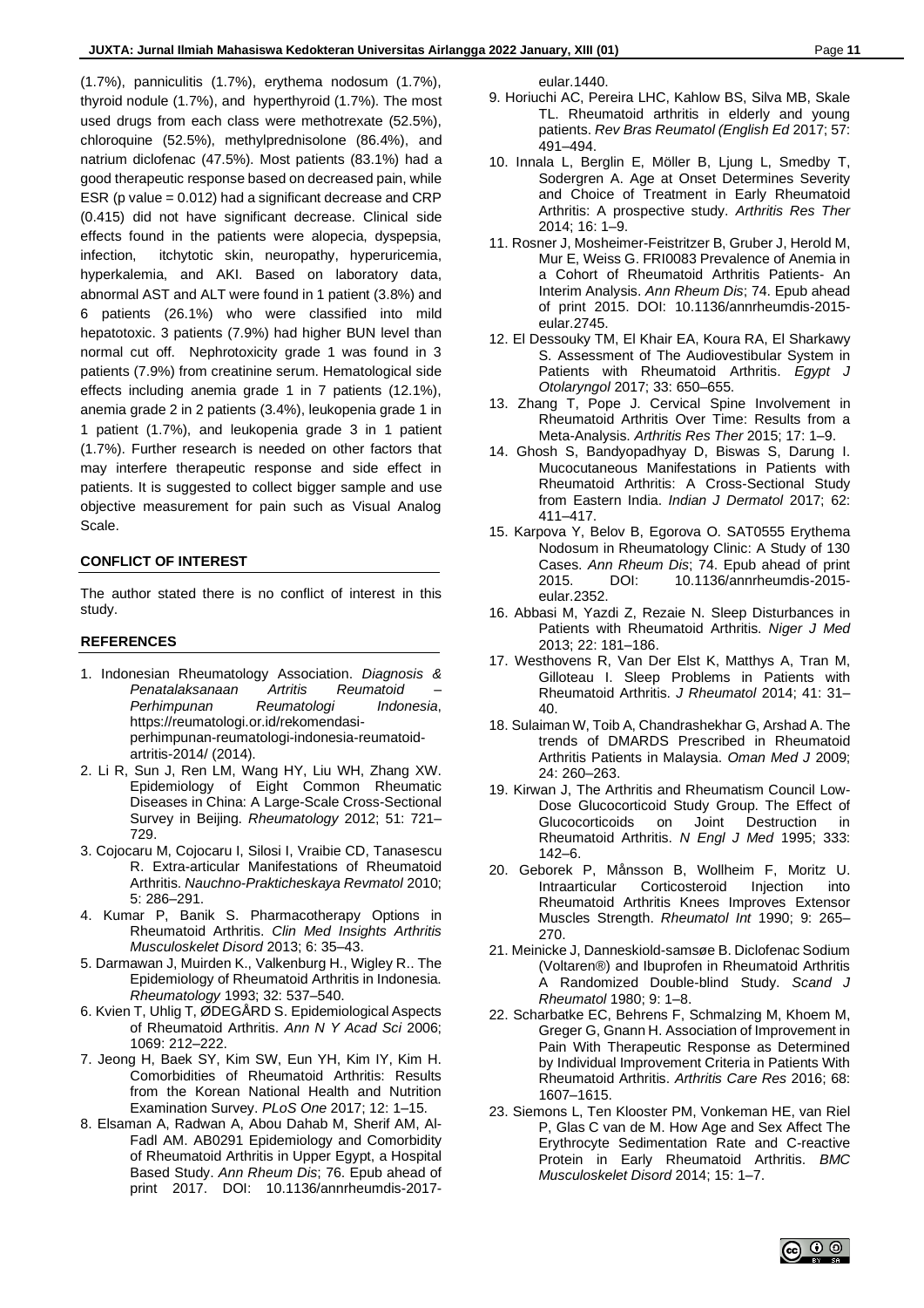(1.7%), panniculitis (1.7%), erythema nodosum (1.7%), thyroid nodule (1.7%), and hyperthyroid (1.7%). The most used drugs from each class were methotrexate (52.5%), chloroquine (52.5%), methylprednisolone (86.4%), and natrium diclofenac (47.5%). Most patients (83.1%) had a good therapeutic response based on decreased pain, while ESR (p value = 0.012) had a significant decrease and CRP (0.415) did not have significant decrease. Clinical side effects found in the patients were alopecia, dyspepsia, infection, itchytotic skin, neuropathy, hyperuricemia, hyperkalemia, and AKI. Based on laboratory data, abnormal AST and ALT were found in 1 patient (3.8%) and 6 patients (26.1%) who were classified into mild hepatotoxic. 3 patients (7.9%) had higher BUN level than normal cut off. Nephrotoxicity grade 1 was found in 3 patients (7.9%) from creatinine serum. Hematological side effects including anemia grade 1 in 7 patients (12.1%), anemia grade 2 in 2 patients (3.4%), leukopenia grade 1 in 1 patient (1.7%), and leukopenia grade 3 in 1 patient (1.7%). Further research is needed on other factors that may interfere therapeutic response and side effect in patients. It is suggested to collect bigger sample and use objective measurement for pain such as Visual Analog Scale.

## CONFLICT OF INTEREST

The author stated there is no conflict of interest in this study.

## REFERENCES

1. Indonesian Rheumatology Association. *Diagnosis & Penatalaksanaan Artritis Reumatoid – Perhimpunan Reumatologi Indonesia*, https://reumatologi.or.id/rekomendasi-perhimpunan-reumatologi-indonesia-reumatoid-artritis-2014/ (2014).
2. Li R, Sun J, Ren LM, Wang HY, Liu WH, Zhang XW. Epidemiology of Eight Common Rheumatic Diseases in China: A Large-Scale Cross-Sectional Survey in Beijing. *Rheumatology* 2012; 51: 721–729.
3. Cojocaru M, Cojocaru I, Silosi I, Vraibie CD, Tanasescu R. Extra-articular Manifestations of Rheumatoid Arthritis. *Nauchno-Prakticheskaya Revmatol* 2010; 5: 286–291.
4. Kumar P, Banik S. Pharmacotherapy Options in Rheumatoid Arthritis. *Clin Med Insights Arthritis Musculoskelet Disord* 2013; 6: 35–43.
5. Darmawan J, Muirden K., Valkenburg H., Wigley R.. The Epidemiology of Rheumatoid Arthritis in Indonesia. *Rheumatology* 1993; 32: 537–540.
6. Kvien T, Uhlig T, ØDEGÅRD S. Epidemiological Aspects of Rheumatoid Arthritis. *Ann N Y Acad Sci* 2006; 1069: 212–222.
7. Jeong H, Baek SY, Kim SW, Eun YH, Kim IY, Kim H. Comorbidities of Rheumatoid Arthritis: Results from the Korean National Health and Nutrition Examination Survey. *PLoS One* 2017; 12: 1–15.
8. Elsaman A, Radwan A, Abou Dahab M, Sherif AM, Al-Fadl AM. AB0291 Epidemiology and Comorbidity of Rheumatoid Arthritis in Upper Egypt, a Hospital Based Study. *Ann Rheum Dis*; 76. Epub ahead of print 2017. DOI: 10.1136/annrheumdis-2017-eular.1440.
9. Horiuchi AC, Pereira LHC, Kahlow BS, Silva MB, Skale TL. Rheumatoid arthritis in elderly and young patients. *Rev Bras Reumatol (English Ed* 2017; 57: 491–494.
10. Innala L, Berglin E, Möller B, Ljung L, Smedby T, Sodergren A. Age at Onset Determines Severity and Choice of Treatment in Early Rheumatoid Arthritis: A prospective study. *Arthritis Res Ther* 2014; 16: 1–9.
11. Rosner J, Mosheimer-Feistritzer B, Gruber J, Herold M, Mur E, Weiss G. FRI0083 Prevalence of Anemia in a Cohort of Rheumatoid Arthritis Patients- An Interim Analysis. *Ann Rheum Dis*; 74. Epub ahead of print 2015. DOI: 10.1136/annrheumdis-2015-eular.2745.
12. El Dessouky TM, El Khair EA, Koura RA, El Sharkawy S. Assessment of The Audiovestibular System in Patients with Rheumatoid Arthritis. *Egypt J Otolaryngol* 2017; 33: 650–655.
13. Zhang T, Pope J. Cervical Spine Involvement in Rheumatoid Arthritis Over Time: Results from a Meta-Analysis. *Arthritis Res Ther* 2015; 17: 1–9.
14. Ghosh S, Bandyopadhyay D, Biswas S, Darung I. Mucocutaneous Manifestations in Patients with Rheumatoid Arthritis: A Cross-Sectional Study from Eastern India. *Indian J Dermatol* 2017; 62: 411–417.
15. Karpova Y, Belov B, Egorova O. SAT0555 Erythema Nodosum in Rheumatology Clinic: A Study of 130 Cases. *Ann Rheum Dis*; 74. Epub ahead of print 2015. DOI: 10.1136/annrheumdis-2015-eular.2352.
16. Abbasi M, Yazdi Z, Rezaie N. Sleep Disturbances in Patients with Rheumatoid Arthritis. *Niger J Med* 2013; 22: 181–186.
17. Westhovens R, Van Der Elst K, Matthys A, Tran M, Gilloteau I. Sleep Problems in Patients with Rheumatoid Arthritis. *J Rheumatol* 2014; 41: 31–40.
18. Sulaiman W, Toib A, Chandrashekhar G, Arshad A. The trends of DMARDS Prescribed in Rheumatoid Arthritis Patients in Malaysia. *Oman Med J* 2009; 24: 260–263.
19. Kirwan J, The Arthritis and Rheumatism Council Low-Dose Glucocorticoid Study Group. The Effect of Glucocorticoids on Joint Destruction in Rheumatoid Arthritis. *N Engl J Med* 1995; 333: 142–6.
20. Geborek P, Månsson B, Wollheim F, Moritz U. Intraarticular Corticosteroid Injection into Rheumatoid Arthritis Knees Improves Extensor Muscles Strength. *Rheumatol Int* 1990; 9: 265–270.
21. Meinicke J, Danneskiold-samsøe B. Diclofenac Sodium (Voltaren®) and Ibuprofen in Rheumatoid Arthritis A Randomized Double-blind Study. *Scand J Rheumatol* 1980; 9: 1–8.
22. Scharbatke EC, Behrens F, Schmalzing M, Khoem M, Greger G, Gnann H. Association of Improvement in Pain With Therapeutic Response as Determined by Individual Improvement Criteria in Patients With Rheumatoid Arthritis. *Arthritis Care Res* 2016; 68: 1607–1615.
23. Siemons L, Ten Klooster PM, Vonkeman HE, van Riel P, Glas C van de M. How Age and Sex Affect The Erythrocyte Sedimentation Rate and C-reactive Protein in Early Rheumatoid Arthritis. *BMC Musculoskelet Disord* 2014; 15: 1–7.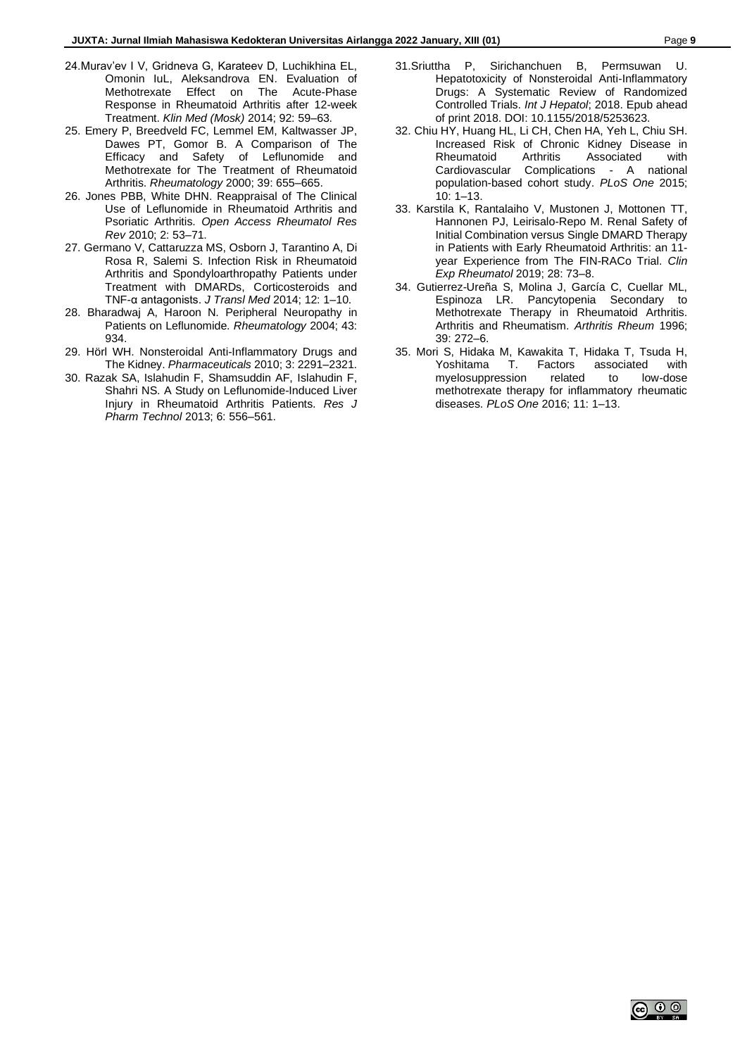24. Murav'ev I V, Gridneva G, Karateev D, Luchikhina EL, Omonin IuL, Aleksandrova EN. Evaluation of Methotrexate Effect on The Acute-Phase Response in Rheumatoid Arthritis after 12-week Treatment. *Klin Med (Mosk)* 2014; 92: 59–63.
25. Emery P, Breedveld FC, Lemmel EM, Kaltwasser JP, Dawes PT, Gomor B. A Comparison of The Efficacy and Safety of Leflunomide and Methotrexate for The Treatment of Rheumatoid Arthritis. *Rheumatology* 2000; 39: 655–665.
26. Jones PBB, White DHN. Reappraisal of The Clinical Use of Leflunomide in Rheumatoid Arthritis and Psoriatic Arthritis. *Open Access Rheumatol Res Rev* 2010; 2: 53–71.
27. Germano V, Cattaruzza MS, Osborn J, Tarantino A, Di Rosa R, Salemi S. Infection Risk in Rheumatoid Arthritis and Spondyloarthropathy Patients under Treatment with DMARDs, Corticosteroids and TNF-α antagonists. *J Transl Med* 2014; 12: 1–10.
28. Bharadwaj A, Haroon N. Peripheral Neuropathy in Patients on Leflunomide. *Rheumatology* 2004; 43: 934.
29. Hörl WH. Nonsteroidal Anti-Inflammatory Drugs and The Kidney. *Pharmaceuticals* 2010; 3: 2291–2321.
30. Razak SA, Islahudin F, Shamsuddin AF, Islahudin F, Shahri NS. A Study on Leflunomide-Induced Liver Injury in Rheumatoid Arthritis Patients. *Res J Pharm Technol* 2013; 6: 556–561.
31. Sriuttha P, Sirichanchuen B, Permsuwan U. Hepatotoxicity of Nonsteroidal Anti-Inflammatory Drugs: A Systematic Review of Randomized Controlled Trials. *Int J Hepatol*; 2018. Epub ahead of print 2018. DOI: 10.1155/2018/5253623.
32. Chiu HY, Huang HL, Li CH, Chen HA, Yeh L, Chiu SH. Increased Risk of Chronic Kidney Disease in Rheumatoid Arthritis Associated with Cardiovascular Complications - A national population-based cohort study. *PLoS One* 2015; 10: 1–13.
33. Karstila K, Rantalaiho V, Mustonen J, Mottonen TT, Hannonen PJ, Leirisalo-Repo M. Renal Safety of Initial Combination versus Single DMARD Therapy in Patients with Early Rheumatoid Arthritis: an 11-year Experience from The FIN-RACo Trial. *Clin Exp Rheumatol* 2019; 28: 73–8.
34. Gutierrez-Ureña S, Molina J, García C, Cuellar ML, Espinoza LR. Pancytopenia Secondary to Methotrexate Therapy in Rheumatoid Arthritis. Arthritis and Rheumatism. *Arthritis Rheum* 1996; 39: 272–6.
35. Mori S, Hidaka M, Kawakita T, Hidaka T, Tsuda H, Yoshitama T. Factors associated with myelosuppression related to low-dose methotrexate therapy for inflammatory rheumatic diseases. *PLoS One* 2016; 11: 1–13.